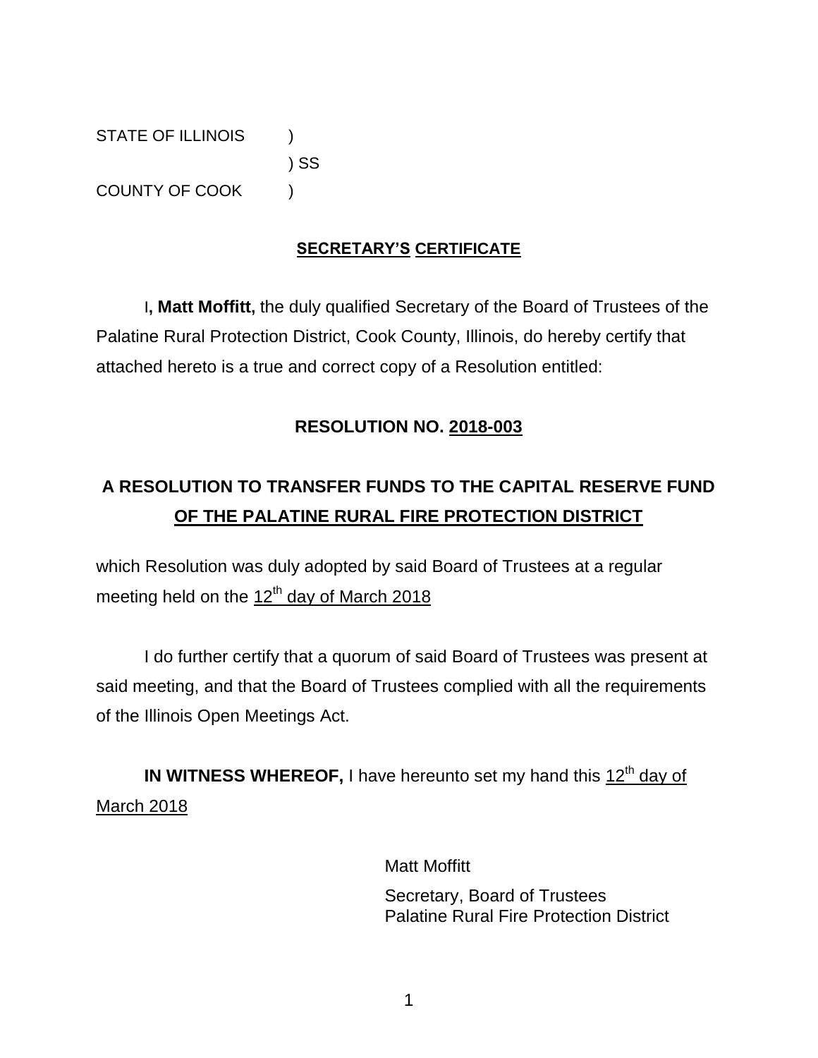STATE OF ILLINOIS )
) SS
COUNTY OF COOK )

## SECRETARY'S CERTIFICATE

I**, Matt Moffitt,** the duly qualified Secretary of the Board of Trustees of the Palatine Rural Protection District, Cook County, Illinois, do hereby certify that attached hereto is a true and correct copy of a Resolution entitled:

**RESOLUTION NO. 2018-003**

**A RESOLUTION TO TRANSFER FUNDS TO THE CAPITAL RESERVE FUND OF THE PALATINE RURAL FIRE PROTECTION DISTRICT**

which Resolution was duly adopted by said Board of Trustees at a regular meeting held on the 12th day of March 2018

I do further certify that a quorum of said Board of Trustees was present at said meeting, and that the Board of Trustees complied with all the requirements of the Illinois Open Meetings Act.

**IN WITNESS WHEREOF,** I have hereunto set my hand this 12th day of March 2018

Matt Moffitt

Secretary, Board of Trustees
Palatine Rural Fire Protection District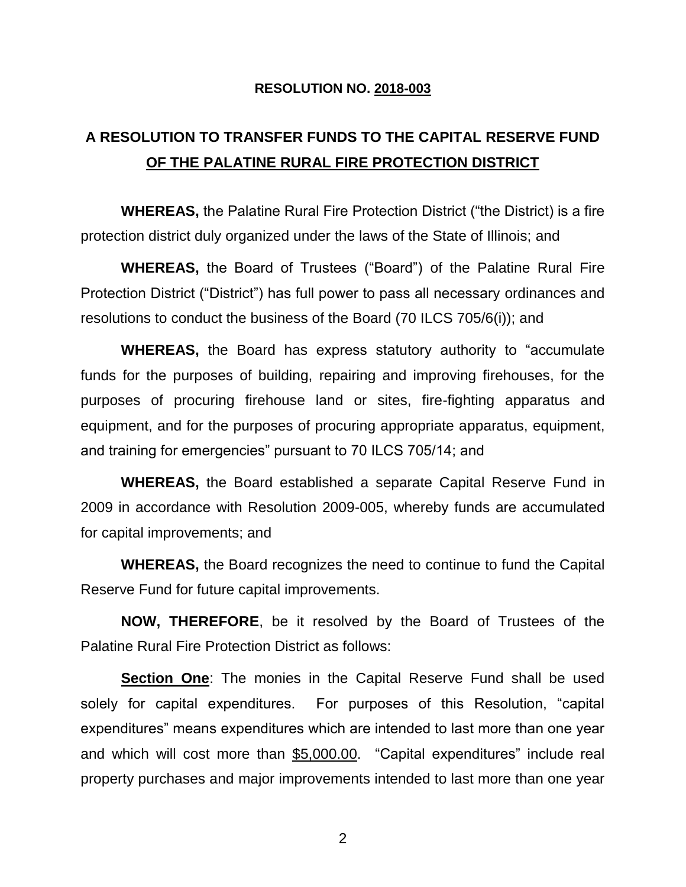**RESOLUTION NO. 2018-003**

# A RESOLUTION TO TRANSFER FUNDS TO THE CAPITAL RESERVE FUND OF THE PALATINE RURAL FIRE PROTECTION DISTRICT

**WHEREAS,** the Palatine Rural Fire Protection District ("the District) is a fire protection district duly organized under the laws of the State of Illinois; and

**WHEREAS,** the Board of Trustees ("Board") of the Palatine Rural Fire Protection District ("District") has full power to pass all necessary ordinances and resolutions to conduct the business of the Board (70 ILCS 705/6(i)); and

**WHEREAS,** the Board has express statutory authority to "accumulate funds for the purposes of building, repairing and improving firehouses, for the purposes of procuring firehouse land or sites, fire-fighting apparatus and equipment, and for the purposes of procuring appropriate apparatus, equipment, and training for emergencies" pursuant to 70 ILCS 705/14; and

**WHEREAS,** the Board established a separate Capital Reserve Fund in 2009 in accordance with Resolution 2009-005, whereby funds are accumulated for capital improvements; and

**WHEREAS,** the Board recognizes the need to continue to fund the Capital Reserve Fund for future capital improvements.

**NOW, THEREFORE**, be it resolved by the Board of Trustees of the Palatine Rural Fire Protection District as follows:

**Section One**: The monies in the Capital Reserve Fund shall be used solely for capital expenditures. For purposes of this Resolution, "capital expenditures" means expenditures which are intended to last more than one year and which will cost more than $5,000.00. "Capital expenditures" include real property purchases and major improvements intended to last more than one year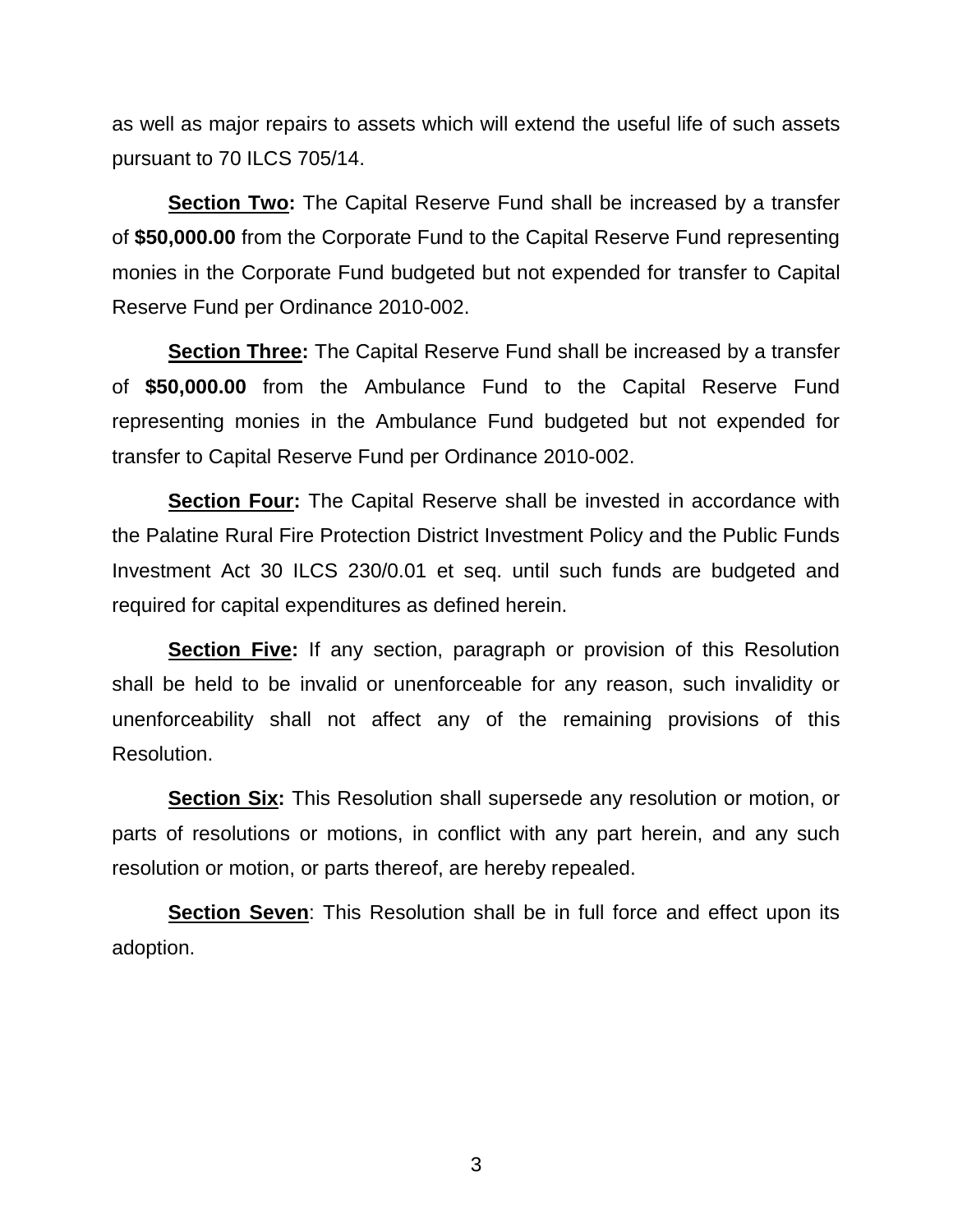as well as major repairs to assets which will extend the useful life of such assets pursuant to 70 ILCS 705/14.

**Section Two:** The Capital Reserve Fund shall be increased by a transfer of **$50,000.00** from the Corporate Fund to the Capital Reserve Fund representing monies in the Corporate Fund budgeted but not expended for transfer to Capital Reserve Fund per Ordinance 2010-002.

**Section Three:** The Capital Reserve Fund shall be increased by a transfer of **$50,000.00** from the Ambulance Fund to the Capital Reserve Fund representing monies in the Ambulance Fund budgeted but not expended for transfer to Capital Reserve Fund per Ordinance 2010-002.

**Section Four:** The Capital Reserve shall be invested in accordance with the Palatine Rural Fire Protection District Investment Policy and the Public Funds Investment Act 30 ILCS 230/0.01 et seq. until such funds are budgeted and required for capital expenditures as defined herein.

**Section Five:** If any section, paragraph or provision of this Resolution shall be held to be invalid or unenforceable for any reason, such invalidity or unenforceability shall not affect any of the remaining provisions of this Resolution.

**Section Six:** This Resolution shall supersede any resolution or motion, or parts of resolutions or motions, in conflict with any part herein, and any such resolution or motion, or parts thereof, are hereby repealed.

**Section Seven**: This Resolution shall be in full force and effect upon its adoption.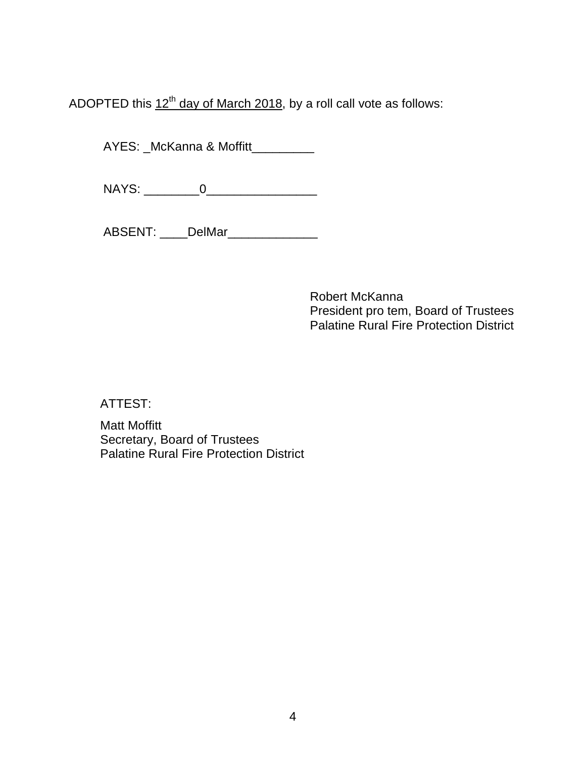ADOPTED this 12th day of March 2018, by a roll call vote as follows:

AYES: _McKanna & Moffitt_________

NAYS: ________0________________

ABSENT: ____DelMar_____________

Robert McKanna
President pro tem, Board of Trustees
Palatine Rural Fire Protection District

ATTEST:

Matt Moffitt
Secretary, Board of Trustees
Palatine Rural Fire Protection District